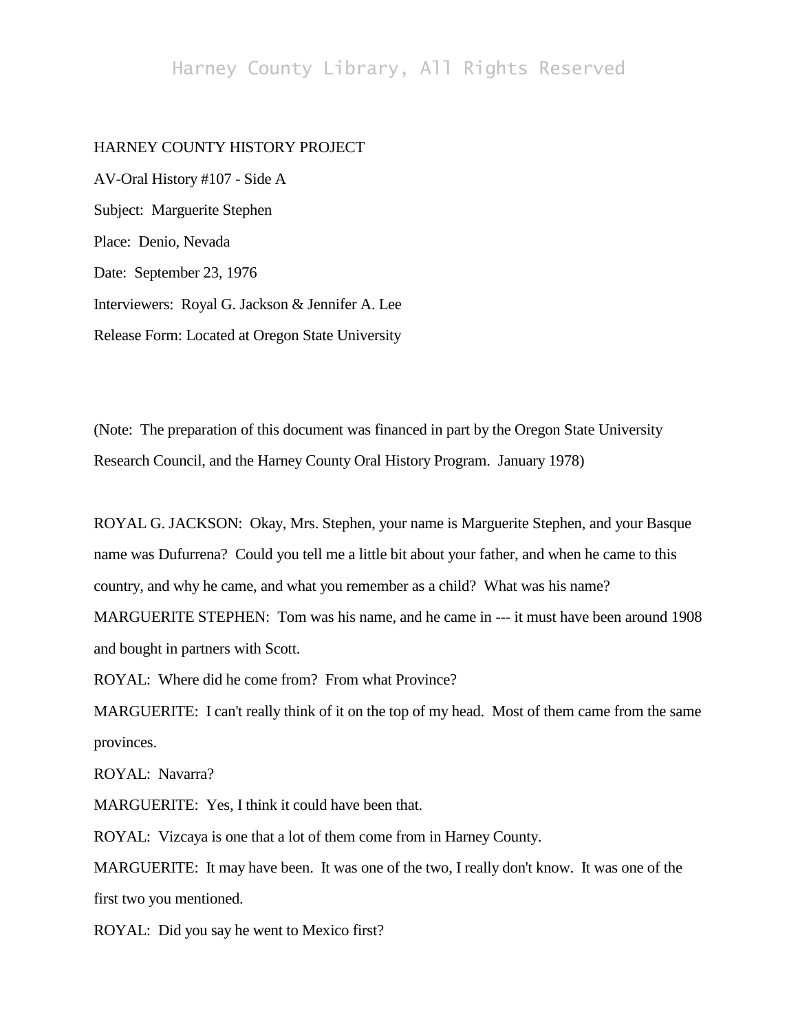HARNEY COUNTY HISTORY PROJECT

AV-Oral History #107 - Side A

Subject: Marguerite Stephen

Place: Denio, Nevada

Date: September 23, 1976

Interviewers: Royal G. Jackson & Jennifer A. Lee

Release Form: Located at Oregon State University

(Note: The preparation of this document was financed in part by the Oregon State University Research Council, and the Harney County Oral History Program. January 1978)

ROYAL G. JACKSON: Okay, Mrs. Stephen, your name is Marguerite Stephen, and your Basque name was Dufurrena? Could you tell me a little bit about your father, and when he came to this country, and why he came, and what you remember as a child? What was his name?

MARGUERITE STEPHEN: Tom was his name, and he came in --- it must have been around 1908 and bought in partners with Scott.

ROYAL: Where did he come from? From what Province?

MARGUERITE: I can't really think of it on the top of my head. Most of them came from the same provinces.

ROYAL: Navarra?

MARGUERITE: Yes, I think it could have been that.

ROYAL: Vizcaya is one that a lot of them come from in Harney County.

MARGUERITE: It may have been. It was one of the two, I really don't know. It was one of the first two you mentioned.

ROYAL: Did you say he went to Mexico first?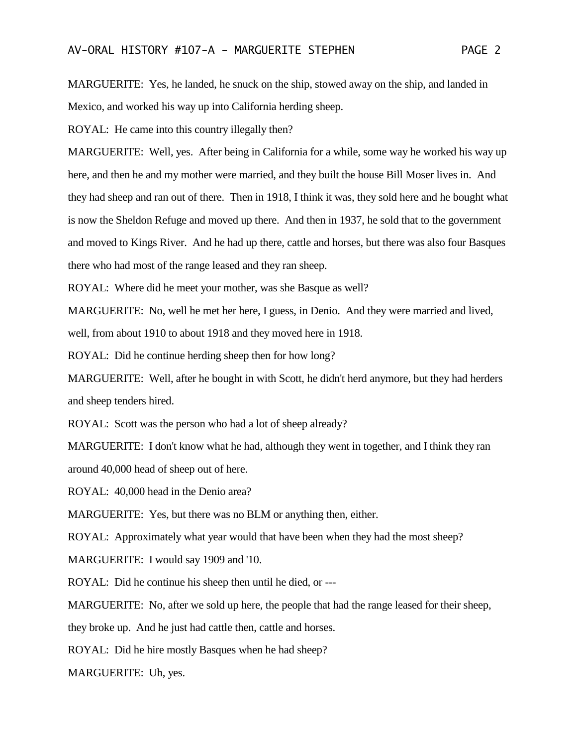MARGUERITE: Yes, he landed, he snuck on the ship, stowed away on the ship, and landed in Mexico, and worked his way up into California herding sheep.

ROYAL: He came into this country illegally then?

MARGUERITE: Well, yes. After being in California for a while, some way he worked his way up here, and then he and my mother were married, and they built the house Bill Moser lives in. And they had sheep and ran out of there. Then in 1918, I think it was, they sold here and he bought what is now the Sheldon Refuge and moved up there. And then in 1937, he sold that to the government and moved to Kings River. And he had up there, cattle and horses, but there was also four Basques there who had most of the range leased and they ran sheep.

ROYAL: Where did he meet your mother, was she Basque as well?

MARGUERITE: No, well he met her here, I guess, in Denio. And they were married and lived, well, from about 1910 to about 1918 and they moved here in 1918.

ROYAL: Did he continue herding sheep then for how long?

MARGUERITE: Well, after he bought in with Scott, he didn't herd anymore, but they had herders and sheep tenders hired.

ROYAL: Scott was the person who had a lot of sheep already?

MARGUERITE: I don't know what he had, although they went in together, and I think they ran around 40,000 head of sheep out of here.

ROYAL: 40,000 head in the Denio area?

MARGUERITE: Yes, but there was no BLM or anything then, either.

ROYAL: Approximately what year would that have been when they had the most sheep?

MARGUERITE: I would say 1909 and '10.

ROYAL: Did he continue his sheep then until he died, or ---

MARGUERITE: No, after we sold up here, the people that had the range leased for their sheep, they broke up. And he just had cattle then, cattle and horses.

ROYAL: Did he hire mostly Basques when he had sheep?

MARGUERITE: Uh, yes.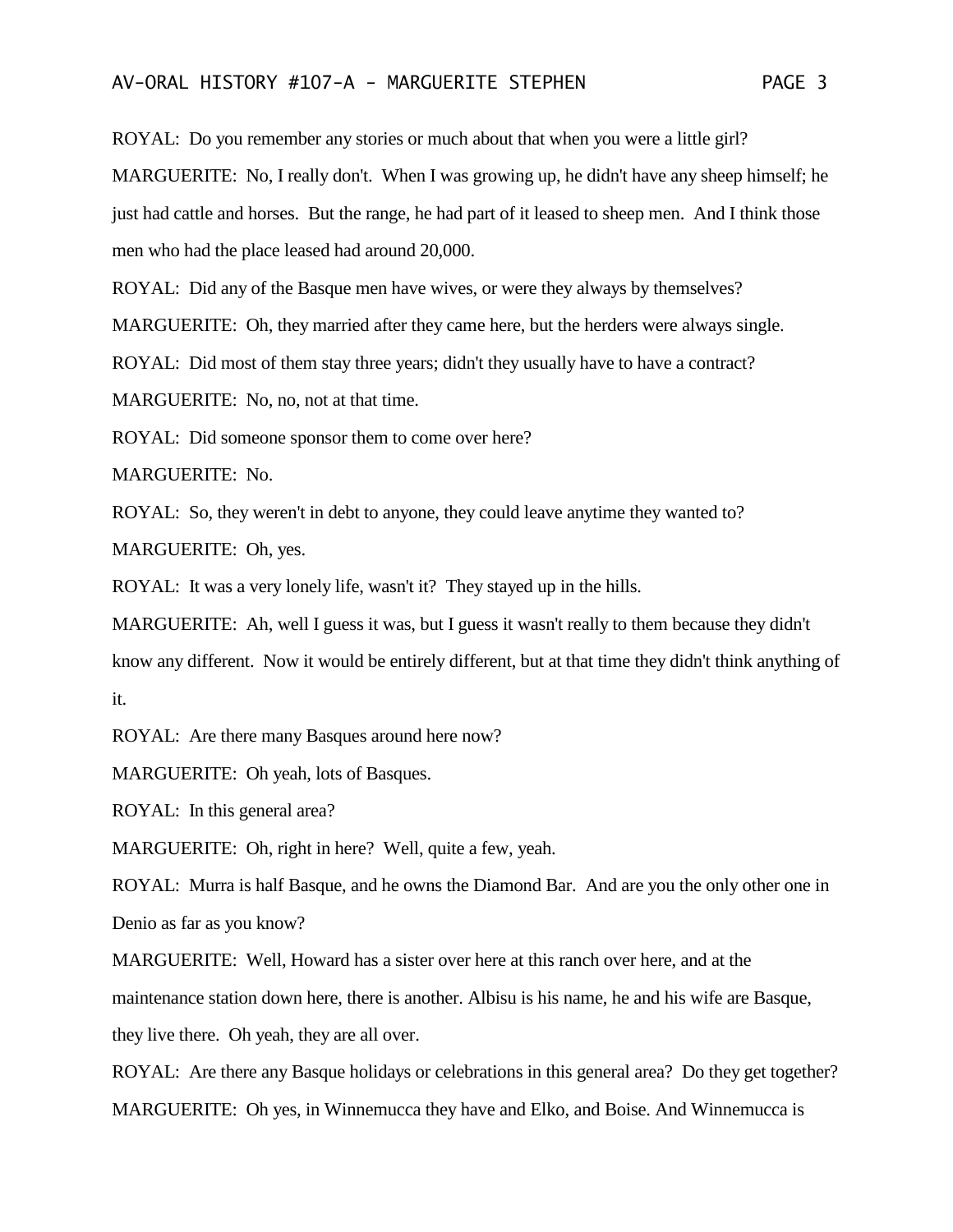ROYAL: Do you remember any stories or much about that when you were a little girl?

MARGUERITE: No, I really don't. When I was growing up, he didn't have any sheep himself; he just had cattle and horses. But the range, he had part of it leased to sheep men. And I think those men who had the place leased had around 20,000.

ROYAL: Did any of the Basque men have wives, or were they always by themselves?

MARGUERITE: Oh, they married after they came here, but the herders were always single.

ROYAL: Did most of them stay three years; didn't they usually have to have a contract?

MARGUERITE: No, no, not at that time.

ROYAL: Did someone sponsor them to come over here?

MARGUERITE: No.

ROYAL: So, they weren't in debt to anyone, they could leave anytime they wanted to?

MARGUERITE: Oh, yes.

ROYAL: It was a very lonely life, wasn't it? They stayed up in the hills.

MARGUERITE: Ah, well I guess it was, but I guess it wasn't really to them because they didn't know any different. Now it would be entirely different, but at that time they didn't think anything of it.

ROYAL: Are there many Basques around here now?

MARGUERITE: Oh yeah, lots of Basques.

ROYAL: In this general area?

MARGUERITE: Oh, right in here? Well, quite a few, yeah.

ROYAL: Murra is half Basque, and he owns the Diamond Bar. And are you the only other one in Denio as far as you know?

MARGUERITE: Well, Howard has a sister over here at this ranch over here, and at the maintenance station down here, there is another. Albisu is his name, he and his wife are Basque, they live there. Oh yeah, they are all over.

ROYAL: Are there any Basque holidays or celebrations in this general area? Do they get together?

MARGUERITE: Oh yes, in Winnemucca they have and Elko, and Boise. And Winnemucca is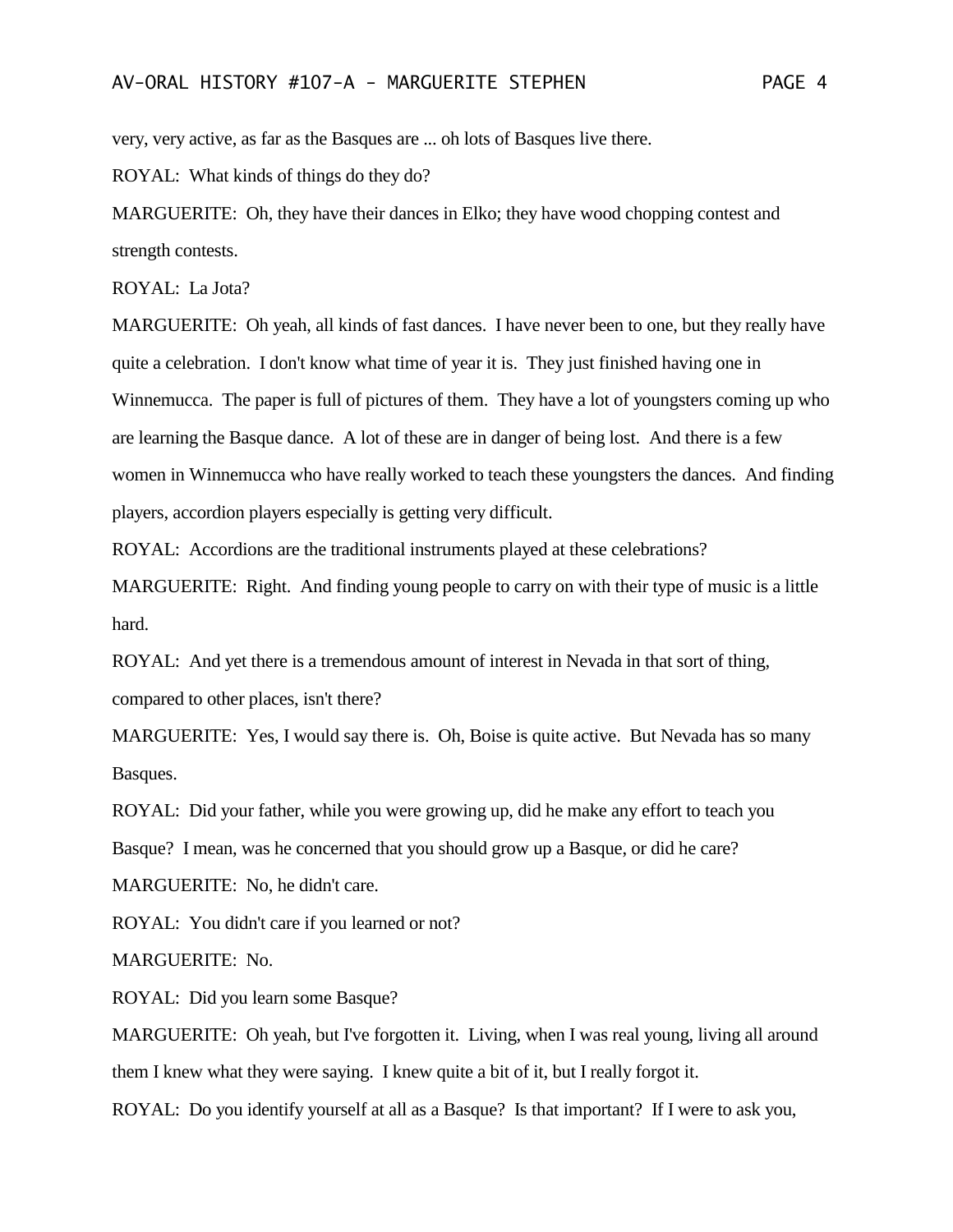very, very active, as far as the Basques are ... oh lots of Basques live there.

ROYAL: What kinds of things do they do?

MARGUERITE: Oh, they have their dances in Elko; they have wood chopping contest and strength contests.

ROYAL: La Jota?

MARGUERITE: Oh yeah, all kinds of fast dances. I have never been to one, but they really have quite a celebration. I don't know what time of year it is. They just finished having one in Winnemucca. The paper is full of pictures of them. They have a lot of youngsters coming up who are learning the Basque dance. A lot of these are in danger of being lost. And there is a few women in Winnemucca who have really worked to teach these youngsters the dances. And finding players, accordion players especially is getting very difficult.

ROYAL: Accordions are the traditional instruments played at these celebrations?

MARGUERITE: Right. And finding young people to carry on with their type of music is a little hard.

ROYAL: And yet there is a tremendous amount of interest in Nevada in that sort of thing, compared to other places, isn't there?

MARGUERITE: Yes, I would say there is. Oh, Boise is quite active. But Nevada has so many Basques.

ROYAL: Did your father, while you were growing up, did he make any effort to teach you Basque? I mean, was he concerned that you should grow up a Basque, or did he care?

MARGUERITE: No, he didn't care.

ROYAL: You didn't care if you learned or not?

MARGUERITE: No.

ROYAL: Did you learn some Basque?

MARGUERITE: Oh yeah, but I've forgotten it. Living, when I was real young, living all around them I knew what they were saying. I knew quite a bit of it, but I really forgot it.

ROYAL: Do you identify yourself at all as a Basque? Is that important? If I were to ask you,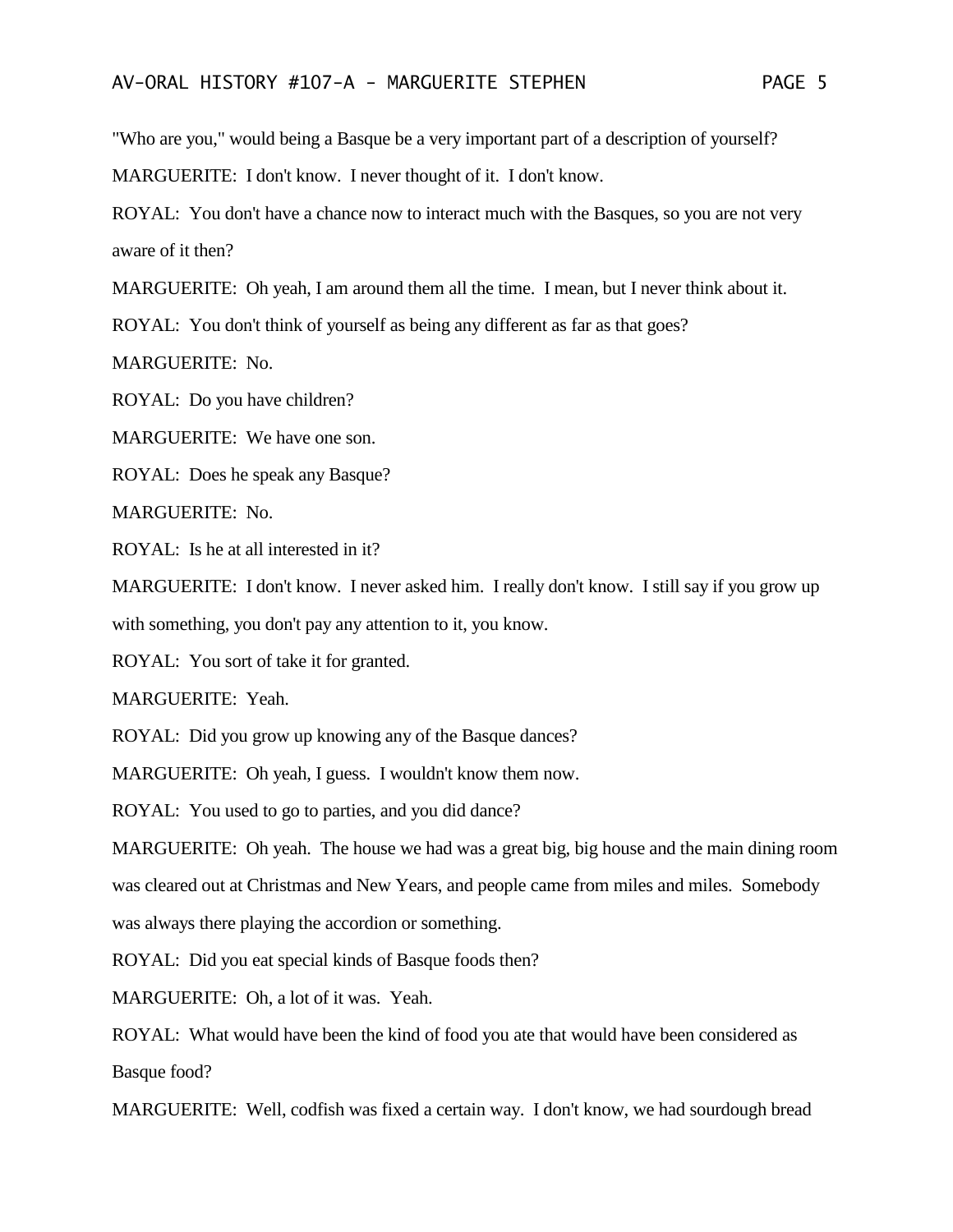"Who are you," would being a Basque be a very important part of a description of yourself?

MARGUERITE: I don't know. I never thought of it. I don't know.

ROYAL: You don't have a chance now to interact much with the Basques, so you are not very aware of it then?

MARGUERITE: Oh yeah, I am around them all the time. I mean, but I never think about it.

ROYAL: You don't think of yourself as being any different as far as that goes?

MARGUERITE: No.

ROYAL: Do you have children?

MARGUERITE: We have one son.

ROYAL: Does he speak any Basque?

MARGUERITE: No.

ROYAL: Is he at all interested in it?

MARGUERITE: I don't know. I never asked him. I really don't know. I still say if you grow up with something, you don't pay any attention to it, you know.

ROYAL: You sort of take it for granted.

MARGUERITE: Yeah.

ROYAL: Did you grow up knowing any of the Basque dances?

MARGUERITE: Oh yeah, I guess. I wouldn't know them now.

ROYAL: You used to go to parties, and you did dance?

MARGUERITE: Oh yeah. The house we had was a great big, big house and the main dining room was cleared out at Christmas and New Years, and people came from miles and miles. Somebody was always there playing the accordion or something.

ROYAL: Did you eat special kinds of Basque foods then?

MARGUERITE: Oh, a lot of it was. Yeah.

ROYAL: What would have been the kind of food you ate that would have been considered as Basque food?

MARGUERITE: Well, codfish was fixed a certain way. I don't know, we had sourdough bread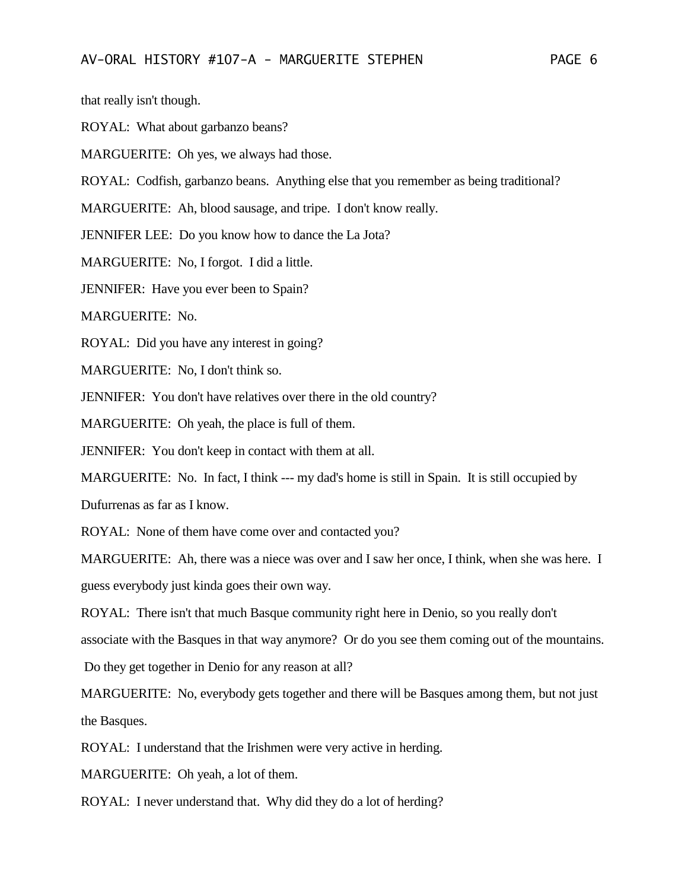that really isn't though.

ROYAL: What about garbanzo beans?

MARGUERITE: Oh yes, we always had those.

ROYAL: Codfish, garbanzo beans. Anything else that you remember as being traditional?

MARGUERITE: Ah, blood sausage, and tripe. I don't know really.

JENNIFER LEE: Do you know how to dance the La Jota?

MARGUERITE: No, I forgot. I did a little.

JENNIFER: Have you ever been to Spain?

MARGUERITE: No.

ROYAL: Did you have any interest in going?

MARGUERITE: No, I don't think so.

JENNIFER: You don't have relatives over there in the old country?

MARGUERITE: Oh yeah, the place is full of them.

JENNIFER: You don't keep in contact with them at all.

MARGUERITE: No. In fact, I think --- my dad's home is still in Spain. It is still occupied by Dufurrenas as far as I know.

ROYAL: None of them have come over and contacted you?

MARGUERITE: Ah, there was a niece was over and I saw her once, I think, when she was here. I guess everybody just kinda goes their own way.

ROYAL: There isn't that much Basque community right here in Denio, so you really don't associate with the Basques in that way anymore? Or do you see them coming out of the mountains. Do they get together in Denio for any reason at all?

MARGUERITE: No, everybody gets together and there will be Basques among them, but not just the Basques.

ROYAL: I understand that the Irishmen were very active in herding.

MARGUERITE: Oh yeah, a lot of them.

ROYAL: I never understand that. Why did they do a lot of herding?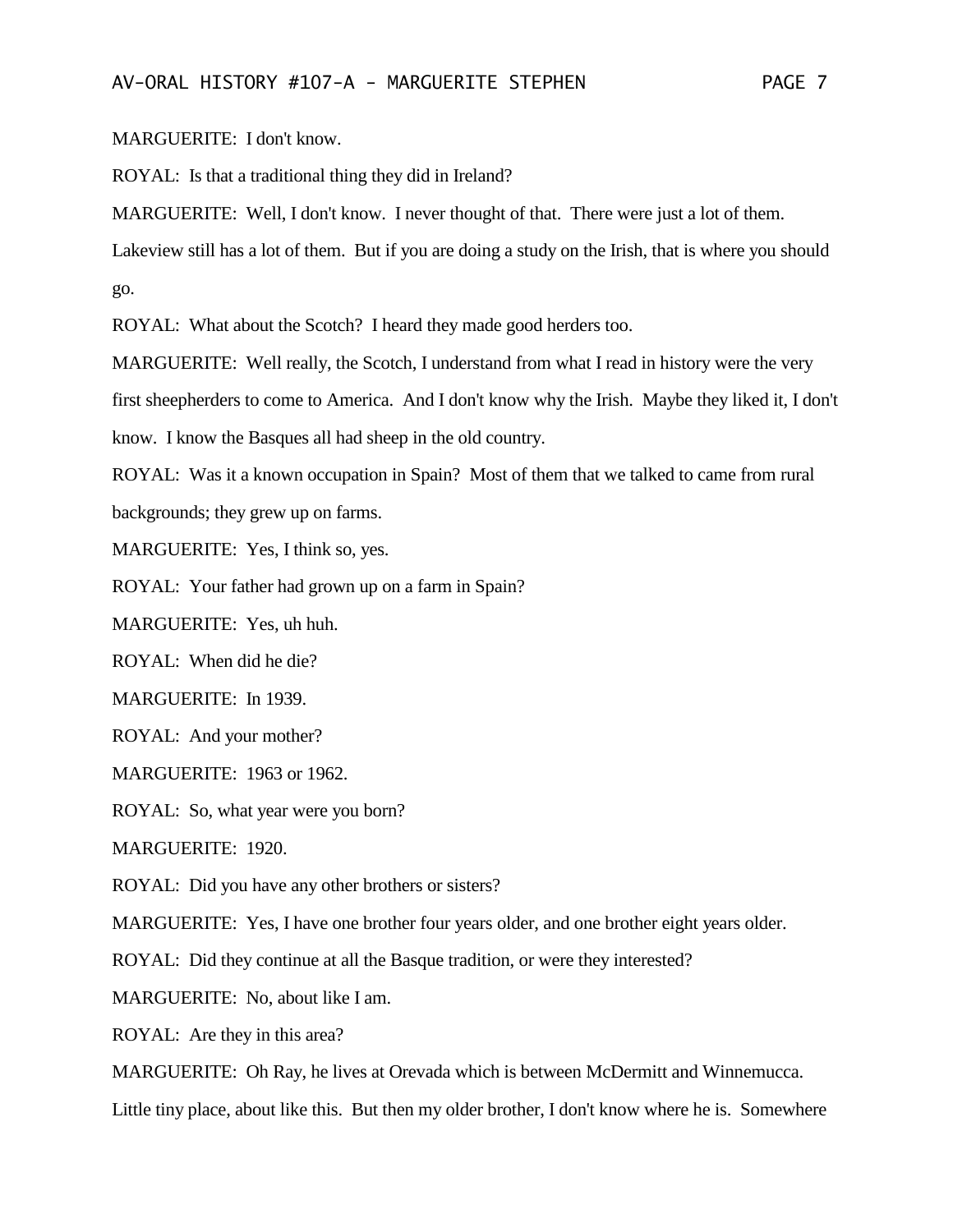MARGUERITE: I don't know.

ROYAL: Is that a traditional thing they did in Ireland?

MARGUERITE: Well, I don't know. I never thought of that. There were just a lot of them. Lakeview still has a lot of them. But if you are doing a study on the Irish, that is where you should go.

ROYAL: What about the Scotch? I heard they made good herders too.

MARGUERITE: Well really, the Scotch, I understand from what I read in history were the very first sheepherders to come to America. And I don't know why the Irish. Maybe they liked it, I don't know. I know the Basques all had sheep in the old country.

ROYAL: Was it a known occupation in Spain? Most of them that we talked to came from rural backgrounds; they grew up on farms.

MARGUERITE: Yes, I think so, yes.

ROYAL: Your father had grown up on a farm in Spain?

MARGUERITE: Yes, uh huh.

ROYAL: When did he die?

MARGUERITE: In 1939.

ROYAL: And your mother?

MARGUERITE: 1963 or 1962.

ROYAL: So, what year were you born?

MARGUERITE: 1920.

ROYAL: Did you have any other brothers or sisters?

MARGUERITE: Yes, I have one brother four years older, and one brother eight years older.

ROYAL: Did they continue at all the Basque tradition, or were they interested?

MARGUERITE: No, about like I am.

ROYAL: Are they in this area?

MARGUERITE: Oh Ray, he lives at Orevada which is between McDermitt and Winnemucca. Little tiny place, about like this. But then my older brother, I don't know where he is. Somewhere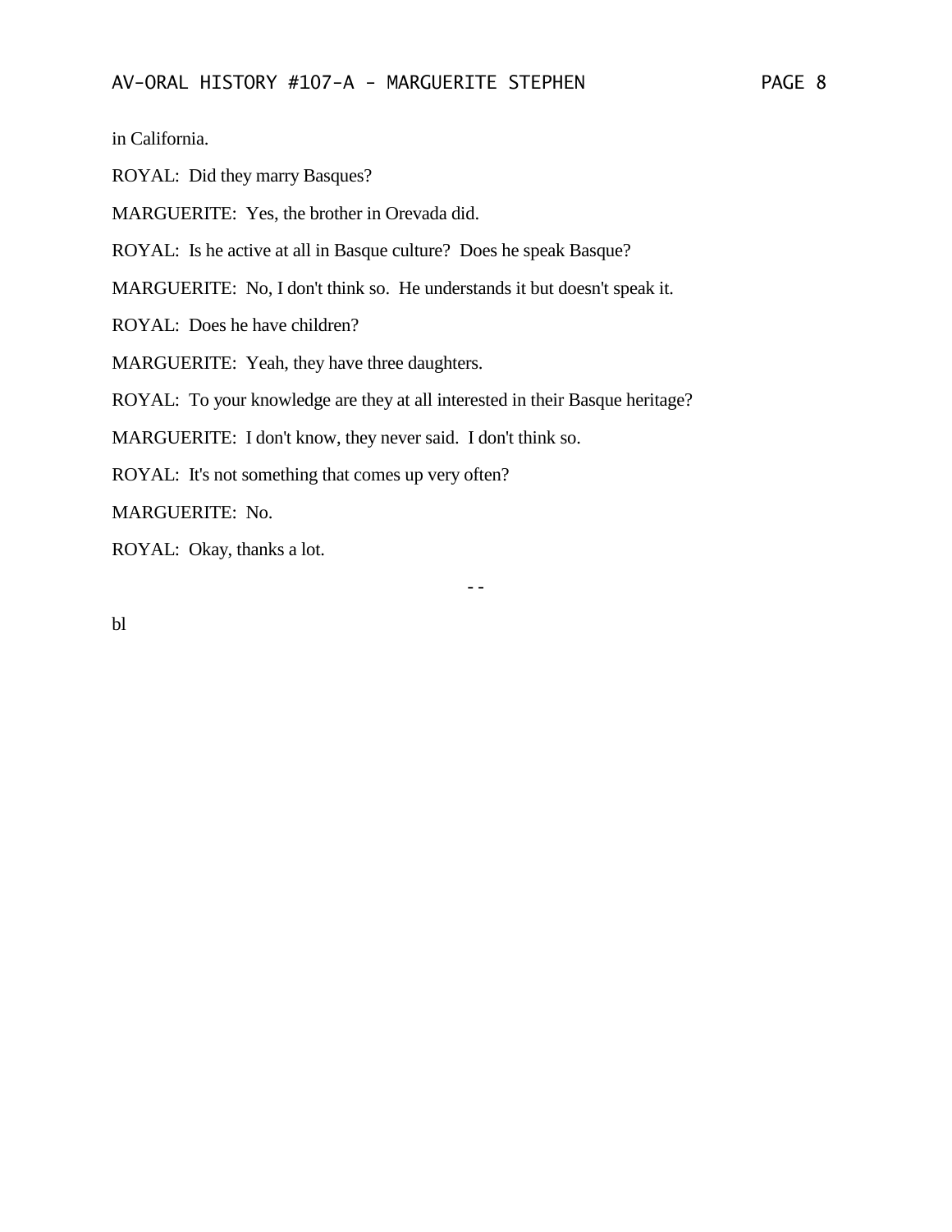in California.

ROYAL: Did they marry Basques?

MARGUERITE: Yes, the brother in Orevada did.

ROYAL: Is he active at all in Basque culture? Does he speak Basque?

MARGUERITE: No, I don't think so. He understands it but doesn't speak it.

ROYAL: Does he have children?

MARGUERITE: Yeah, they have three daughters.

ROYAL: To your knowledge are they at all interested in their Basque heritage?

MARGUERITE: I don't know, they never said. I don't think so.

ROYAL: It's not something that comes up very often?

MARGUERITE: No.

ROYAL: Okay, thanks a lot.

- -

bl